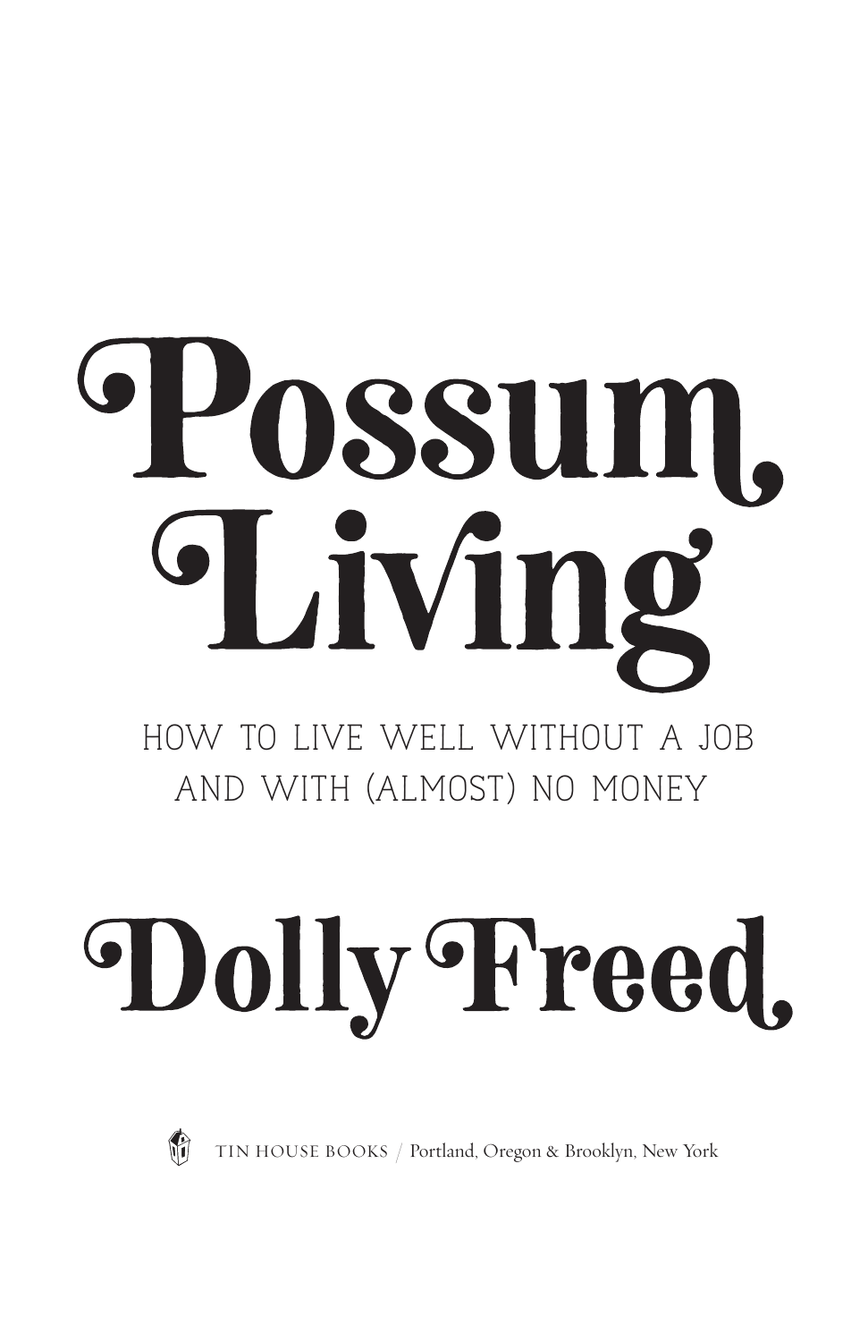# Possum Living

## HOW TO LIVE WELL WITHOUT A JOB AND WITH (ALMOST) NO MONEY

# Dolly Freed

TIN HOUSE BOOKS / Portland, Oregon & Brooklyn, New York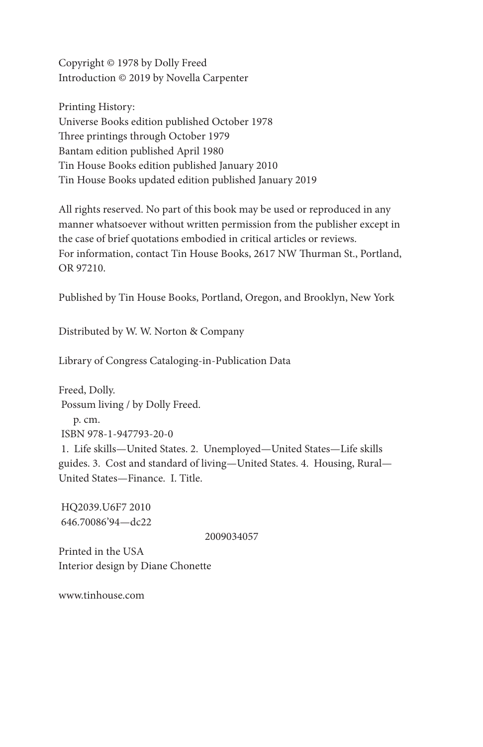Copyright © 1978 by Dolly Freed
Introduction © 2019 by Novella Carpenter

Printing History:
Universe Books edition published October 1978
Three printings through October 1979
Bantam edition published April 1980
Tin House Books edition published January 2010
Tin House Books updated edition published January 2019

All rights reserved. No part of this book may be used or reproduced in any manner whatsoever without written permission from the publisher except in the case of brief quotations embodied in critical articles or reviews.
For information, contact Tin House Books, 2617 NW Thurman St., Portland, OR 97210.

Published by Tin House Books, Portland, Oregon, and Brooklyn, New York

Distributed by W. W. Norton & Company

Library of Congress Cataloging-in-Publication Data

Freed, Dolly.
Possum living / by Dolly Freed.
p. cm.
ISBN 978-1-947793-20-0
1. Life skills—United States. 2. Unemployed—United States—Life skills guides. 3. Cost and standard of living—United States. 4. Housing, Rural—United States—Finance. I. Title.

HQ2039.U6F7 2010
646.70086'94—dc22

2009034057

Printed in the USA
Interior design by Diane Chonette

www.tinhouse.com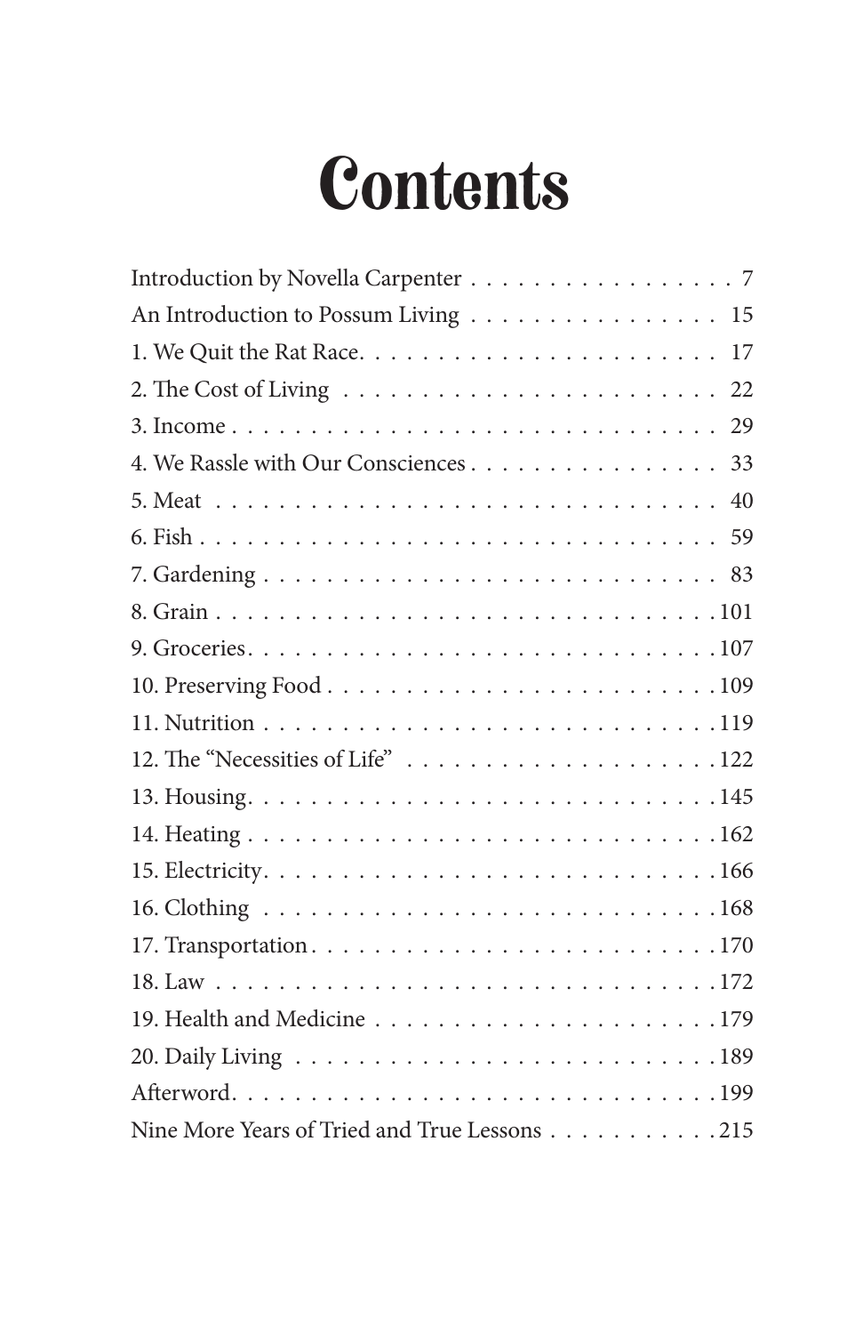# Contents

Introduction by Novella Carpenter . . . . . . . . . . . . . . . . . 7
An Introduction to Possum Living . . . . . . . . . . . . . . . . 15
1. We Quit the Rat Race. . . . . . . . . . . . . . . . . . . . . . . 17
2. The Cost of Living . . . . . . . . . . . . . . . . . . . . . . . 22
3. Income . . . . . . . . . . . . . . . . . . . . . . . . . . . . . 29
4. We Rassle with Our Consciences . . . . . . . . . . . . . . . . 33
5. Meat . . . . . . . . . . . . . . . . . . . . . . . . . . . . . . 40
6. Fish . . . . . . . . . . . . . . . . . . . . . . . . . . . . . . 59
7. Gardening . . . . . . . . . . . . . . . . . . . . . . . . . . . 83
8. Grain . . . . . . . . . . . . . . . . . . . . . . . . . . . . . 101
9. Groceries. . . . . . . . . . . . . . . . . . . . . . . . . . . 107
10. Preserving Food . . . . . . . . . . . . . . . . . . . . . . . 109
11. Nutrition . . . . . . . . . . . . . . . . . . . . . . . . . . 119
12. The "Necessities of Life" . . . . . . . . . . . . . . . . . . 122
13. Housing. . . . . . . . . . . . . . . . . . . . . . . . . . . . 145
14. Heating . . . . . . . . . . . . . . . . . . . . . . . . . . . 162
15. Electricity. . . . . . . . . . . . . . . . . . . . . . . . . . 166
16. Clothing . . . . . . . . . . . . . . . . . . . . . . . . . . . 168
17. Transportation . . . . . . . . . . . . . . . . . . . . . . . . 170
18. Law . . . . . . . . . . . . . . . . . . . . . . . . . . . . . 172
19. Health and Medicine . . . . . . . . . . . . . . . . . . . . . 179
20. Daily Living . . . . . . . . . . . . . . . . . . . . . . . . . 189
Afterword. . . . . . . . . . . . . . . . . . . . . . . . . . . . . 199
Nine More Years of Tried and True Lessons . . . . . . . . . . . 215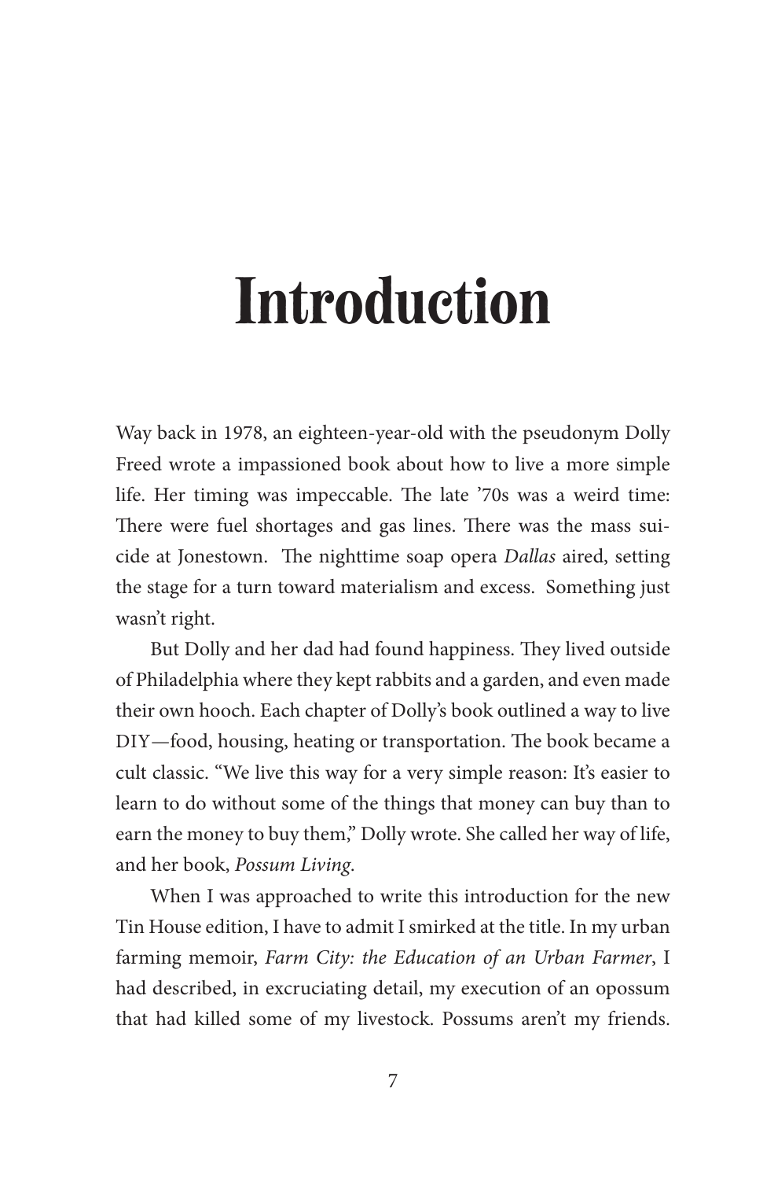# Introduction

Way back in 1978, an eighteen-year-old with the pseudonym Dolly Freed wrote a impassioned book about how to live a more simple life. Her timing was impeccable. The late '70s was a weird time: There were fuel shortages and gas lines. There was the mass suicide at Jonestown. The nighttime soap opera *Dallas* aired, setting the stage for a turn toward materialism and excess. Something just wasn't right.

But Dolly and her dad had found happiness. They lived outside of Philadelphia where they kept rabbits and a garden, and even made their own hooch. Each chapter of Dolly's book outlined a way to live DIY—food, housing, heating or transportation. The book became a cult classic. "We live this way for a very simple reason: It's easier to learn to do without some of the things that money can buy than to earn the money to buy them," Dolly wrote. She called her way of life, and her book, *Possum Living*.

When I was approached to write this introduction for the new Tin House edition, I have to admit I smirked at the title. In my urban farming memoir, *Farm City: the Education of an Urban Farmer*, I had described, in excruciating detail, my execution of an opossum that had killed some of my livestock. Possums aren't my friends.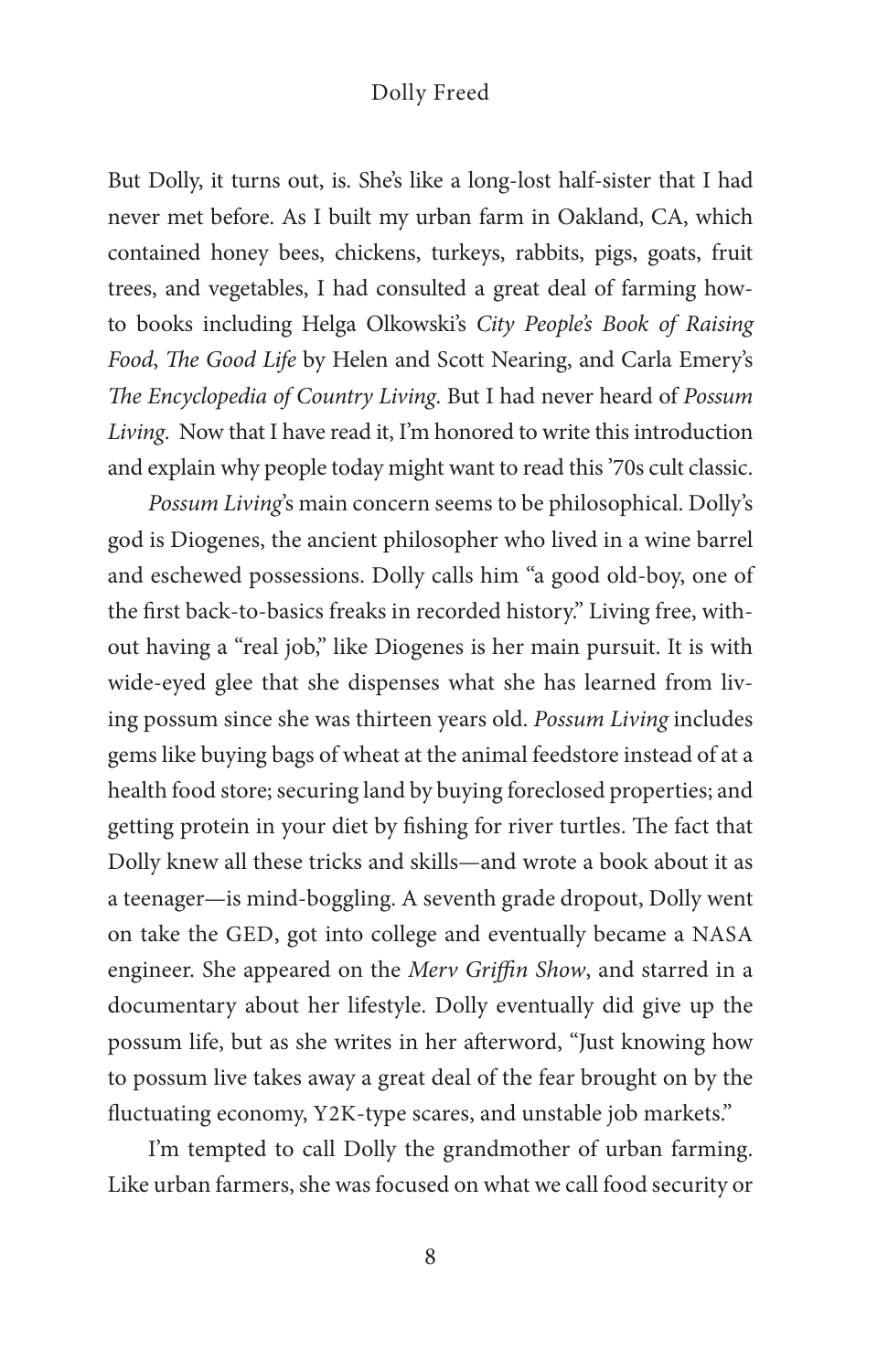But Dolly, it turns out, is. She's like a long-lost half-sister that I had never met before. As I built my urban farm in Oakland, CA, which contained honey bees, chickens, turkeys, rabbits, pigs, goats, fruit trees, and vegetables, I had consulted a great deal of farming how-to books including Helga Olkowski's *City People's Book of Raising Food*, *The Good Life* by Helen and Scott Nearing, and Carla Emery's *The Encyclopedia of Country Living*. But I had never heard of *Possum Living*. Now that I have read it, I'm honored to write this introduction and explain why people today might want to read this '70s cult classic.

*Possum Living*'s main concern seems to be philosophical. Dolly's god is Diogenes, the ancient philosopher who lived in a wine barrel and eschewed possessions. Dolly calls him "a good old-boy, one of the first back-to-basics freaks in recorded history." Living free, without having a "real job," like Diogenes is her main pursuit. It is with wide-eyed glee that she dispenses what she has learned from living possum since she was thirteen years old. *Possum Living* includes gems like buying bags of wheat at the animal feedstore instead of at a health food store; securing land by buying foreclosed properties; and getting protein in your diet by fishing for river turtles. The fact that Dolly knew all these tricks and skills—and wrote a book about it as a teenager—is mind-boggling. A seventh grade dropout, Dolly went on take the GED, got into college and eventually became a NASA engineer. She appeared on the *Merv Griffin Show*, and starred in a documentary about her lifestyle. Dolly eventually did give up the possum life, but as she writes in her afterword, "Just knowing how to possum live takes away a great deal of the fear brought on by the fluctuating economy, Y2K-type scares, and unstable job markets."

I'm tempted to call Dolly the grandmother of urban farming. Like urban farmers, she was focused on what we call food security or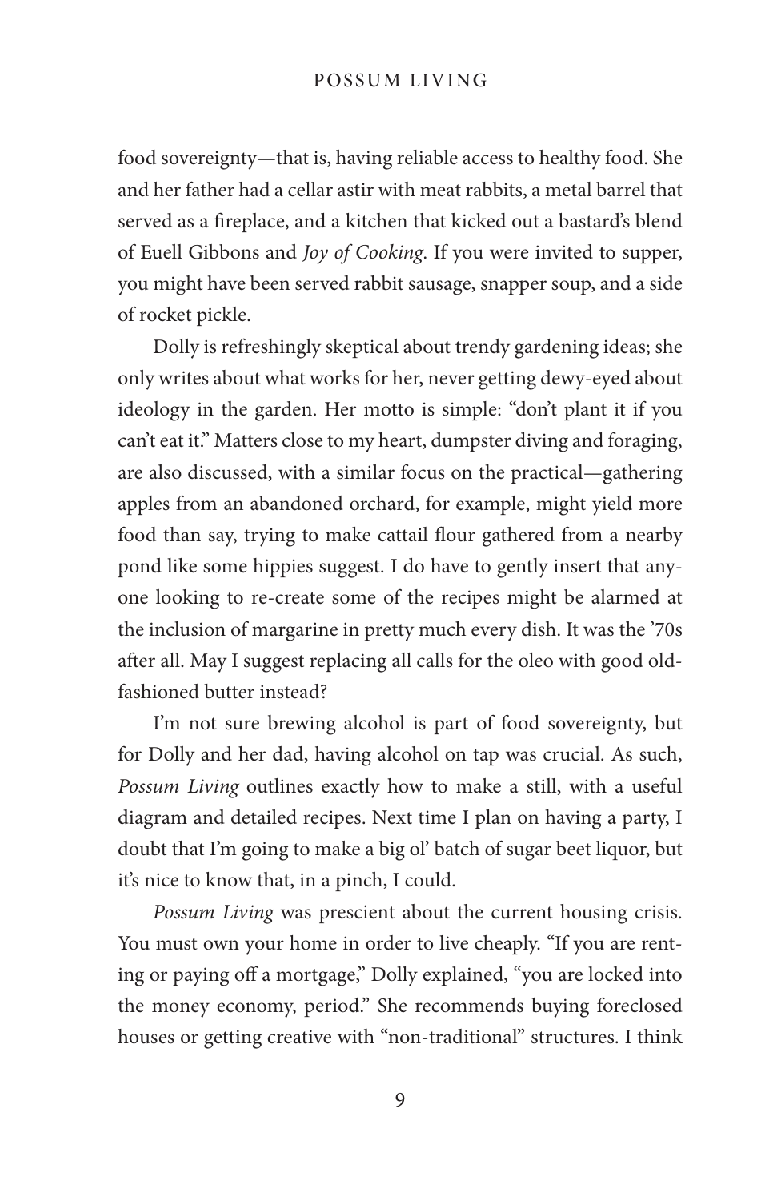food sovereignty—that is, having reliable access to healthy food. She and her father had a cellar astir with meat rabbits, a metal barrel that served as a fireplace, and a kitchen that kicked out a bastard's blend of Euell Gibbons and *Joy of Cooking*. If you were invited to supper, you might have been served rabbit sausage, snapper soup, and a side of rocket pickle.

Dolly is refreshingly skeptical about trendy gardening ideas; she only writes about what works for her, never getting dewy-eyed about ideology in the garden. Her motto is simple: "don't plant it if you can't eat it." Matters close to my heart, dumpster diving and foraging, are also discussed, with a similar focus on the practical—gathering apples from an abandoned orchard, for example, might yield more food than say, trying to make cattail flour gathered from a nearby pond like some hippies suggest. I do have to gently insert that anyone looking to re-create some of the recipes might be alarmed at the inclusion of margarine in pretty much every dish. It was the '70s after all. May I suggest replacing all calls for the oleo with good old-fashioned butter instead?

I'm not sure brewing alcohol is part of food sovereignty, but for Dolly and her dad, having alcohol on tap was crucial. As such, *Possum Living* outlines exactly how to make a still, with a useful diagram and detailed recipes. Next time I plan on having a party, I doubt that I'm going to make a big ol' batch of sugar beet liquor, but it's nice to know that, in a pinch, I could.

*Possum Living* was prescient about the current housing crisis. You must own your home in order to live cheaply. "If you are renting or paying off a mortgage," Dolly explained, "you are locked into the money economy, period." She recommends buying foreclosed houses or getting creative with "non-traditional" structures. I think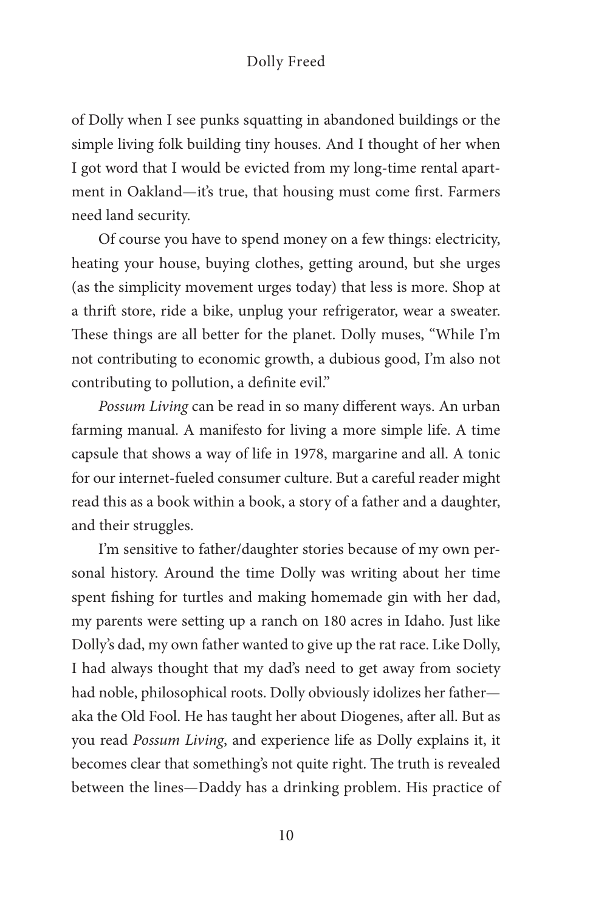of Dolly when I see punks squatting in abandoned buildings or the simple living folk building tiny houses. And I thought of her when I got word that I would be evicted from my long-time rental apartment in Oakland—it's true, that housing must come first. Farmers need land security.

Of course you have to spend money on a few things: electricity, heating your house, buying clothes, getting around, but she urges (as the simplicity movement urges today) that less is more. Shop at a thrift store, ride a bike, unplug your refrigerator, wear a sweater. These things are all better for the planet. Dolly muses, "While I'm not contributing to economic growth, a dubious good, I'm also not contributing to pollution, a definite evil."

*Possum Living* can be read in so many different ways. An urban farming manual. A manifesto for living a more simple life. A time capsule that shows a way of life in 1978, margarine and all. A tonic for our internet-fueled consumer culture. But a careful reader might read this as a book within a book, a story of a father and a daughter, and their struggles.

I'm sensitive to father/daughter stories because of my own personal history. Around the time Dolly was writing about her time spent fishing for turtles and making homemade gin with her dad, my parents were setting up a ranch on 180 acres in Idaho. Just like Dolly's dad, my own father wanted to give up the rat race. Like Dolly, I had always thought that my dad's need to get away from society had noble, philosophical roots. Dolly obviously idolizes her father—aka the Old Fool. He has taught her about Diogenes, after all. But as you read *Possum Living*, and experience life as Dolly explains it, it becomes clear that something's not quite right. The truth is revealed between the lines—Daddy has a drinking problem. His practice of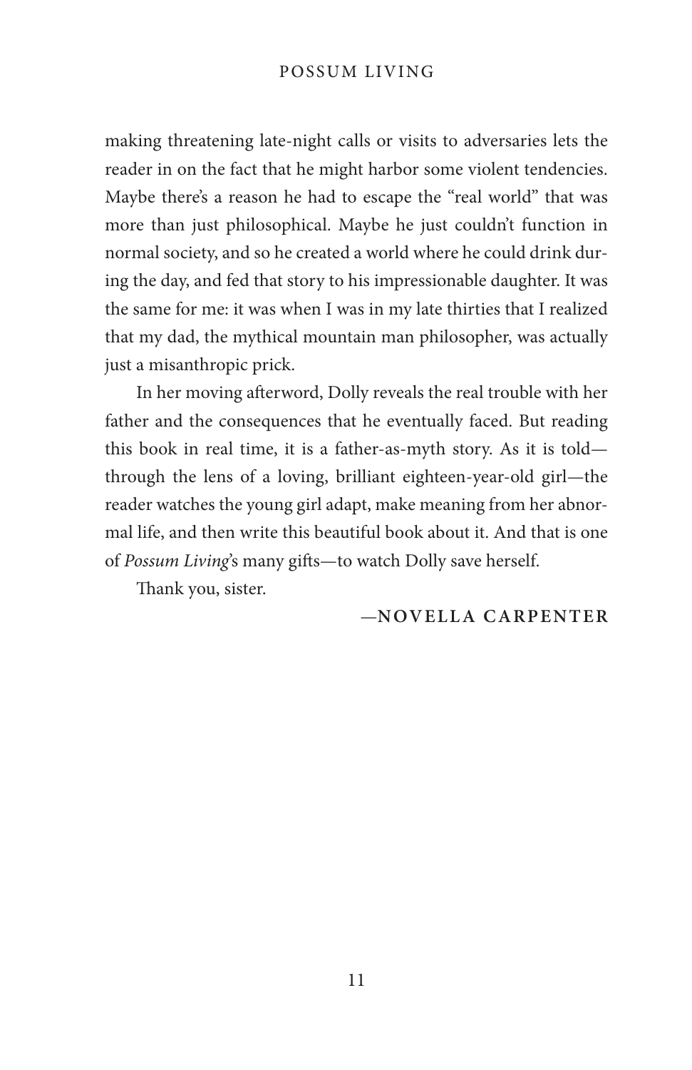making threatening late-night calls or visits to adversaries lets the reader in on the fact that he might harbor some violent tendencies. Maybe there's a reason he had to escape the "real world" that was more than just philosophical. Maybe he just couldn't function in normal society, and so he created a world where he could drink during the day, and fed that story to his impressionable daughter. It was the same for me: it was when I was in my late thirties that I realized that my dad, the mythical mountain man philosopher, was actually just a misanthropic prick.

In her moving afterword, Dolly reveals the real trouble with her father and the consequences that he eventually faced. But reading this book in real time, it is a father-as-myth story. As it is told—through the lens of a loving, brilliant eighteen-year-old girl—the reader watches the young girl adapt, make meaning from her abnormal life, and then write this beautiful book about it. And that is one of *Possum Living*'s many gifts—to watch Dolly save herself.

Thank you, sister.

—**NOVELLA CARPENTER**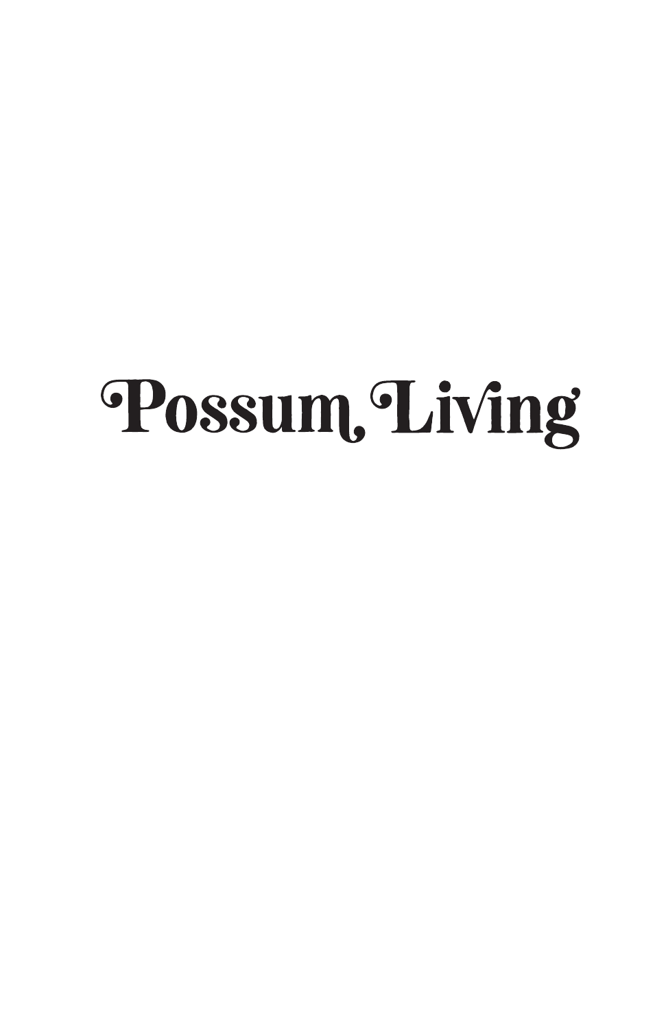# Possum Living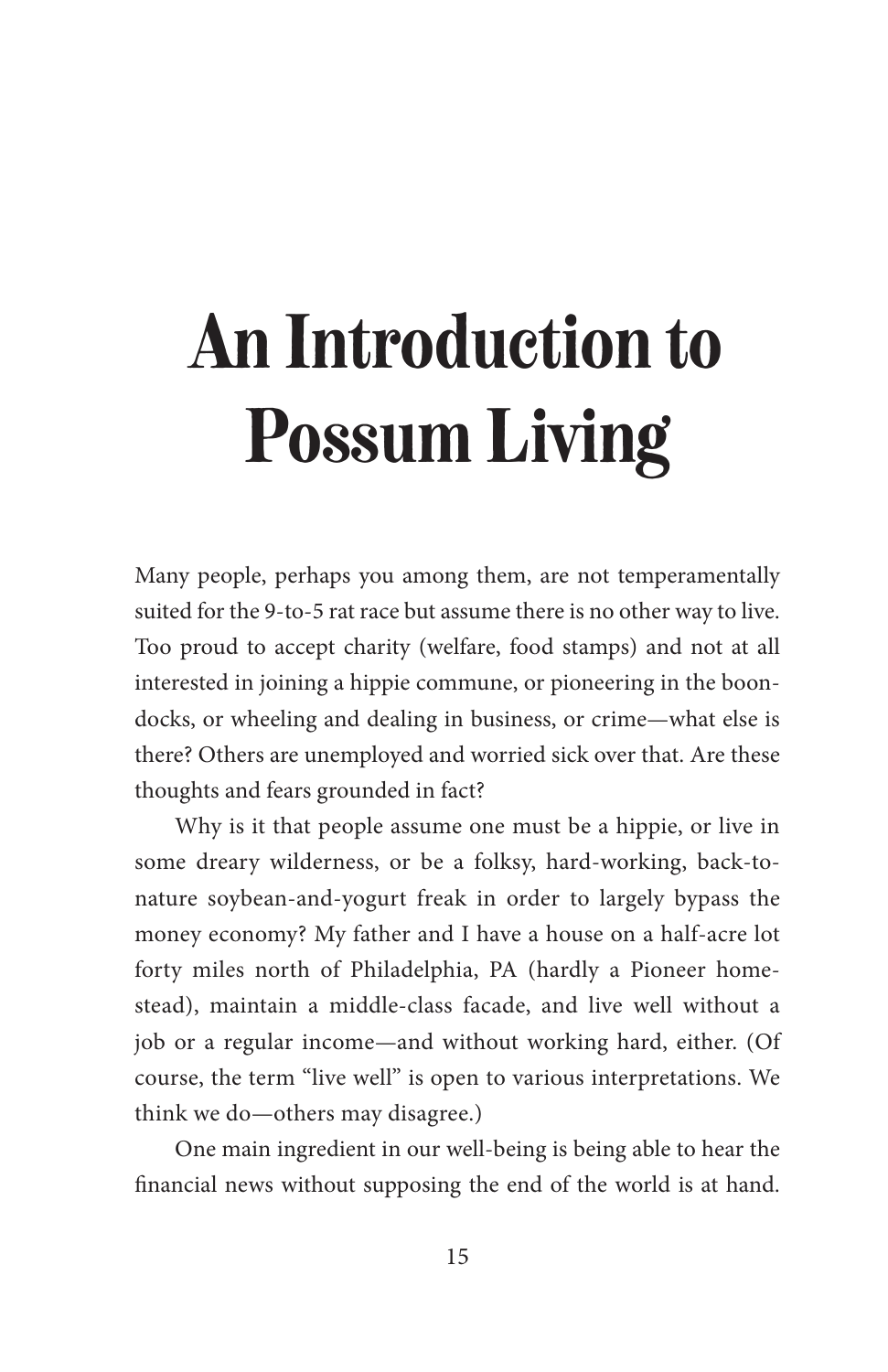# An Introduction to Possum Living

Many people, perhaps you among them, are not temperamentally suited for the 9-to-5 rat race but assume there is no other way to live. Too proud to accept charity (welfare, food stamps) and not at all interested in joining a hippie commune, or pioneering in the boondocks, or wheeling and dealing in business, or crime—what else is there? Others are unemployed and worried sick over that. Are these thoughts and fears grounded in fact?

Why is it that people assume one must be a hippie, or live in some dreary wilderness, or be a folksy, hard-working, back-to-nature soybean-and-yogurt freak in order to largely bypass the money economy? My father and I have a house on a half-acre lot forty miles north of Philadelphia, PA (hardly a Pioneer homestead), maintain a middle-class facade, and live well without a job or a regular income—and without working hard, either. (Of course, the term "live well" is open to various interpretations. We think we do—others may disagree.)

One main ingredient in our well-being is being able to hear the financial news without supposing the end of the world is at hand.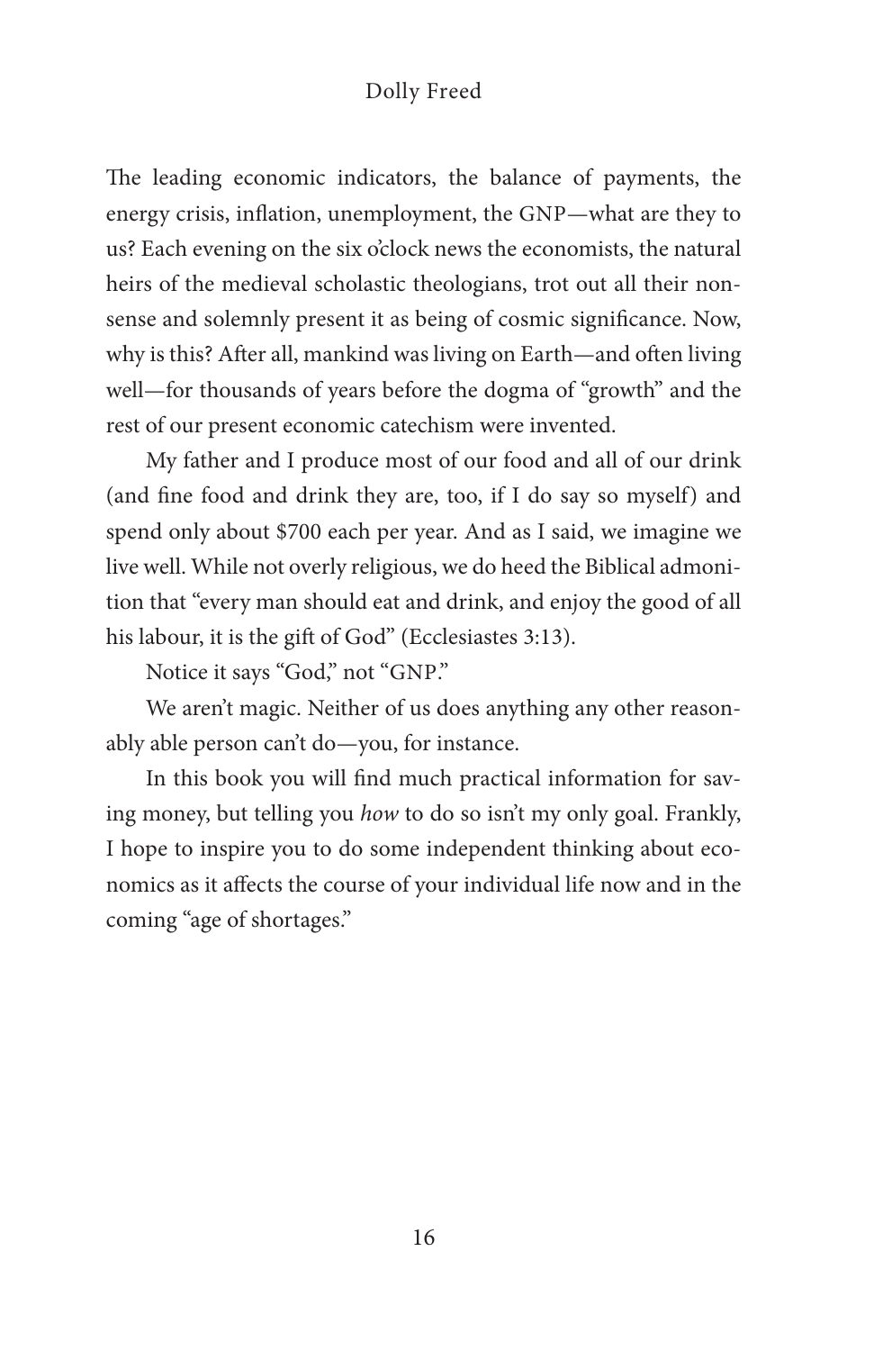The leading economic indicators, the balance of payments, the energy crisis, inflation, unemployment, the GNP—what are they to us? Each evening on the six o'clock news the economists, the natural heirs of the medieval scholastic theologians, trot out all their nonsense and solemnly present it as being of cosmic significance. Now, why is this? After all, mankind was living on Earth—and often living well—for thousands of years before the dogma of "growth" and the rest of our present economic catechism were invented.

My father and I produce most of our food and all of our drink (and fine food and drink they are, too, if I do say so myself) and spend only about $700 each per year. And as I said, we imagine we live well. While not overly religious, we do heed the Biblical admonition that "every man should eat and drink, and enjoy the good of all his labour, it is the gift of God" (Ecclesiastes 3:13).

Notice it says "God," not "GNP."

We aren't magic. Neither of us does anything any other reasonably able person can't do—you, for instance.

In this book you will find much practical information for saving money, but telling you *how* to do so isn't my only goal. Frankly, I hope to inspire you to do some independent thinking about economics as it affects the course of your individual life now and in the coming "age of shortages."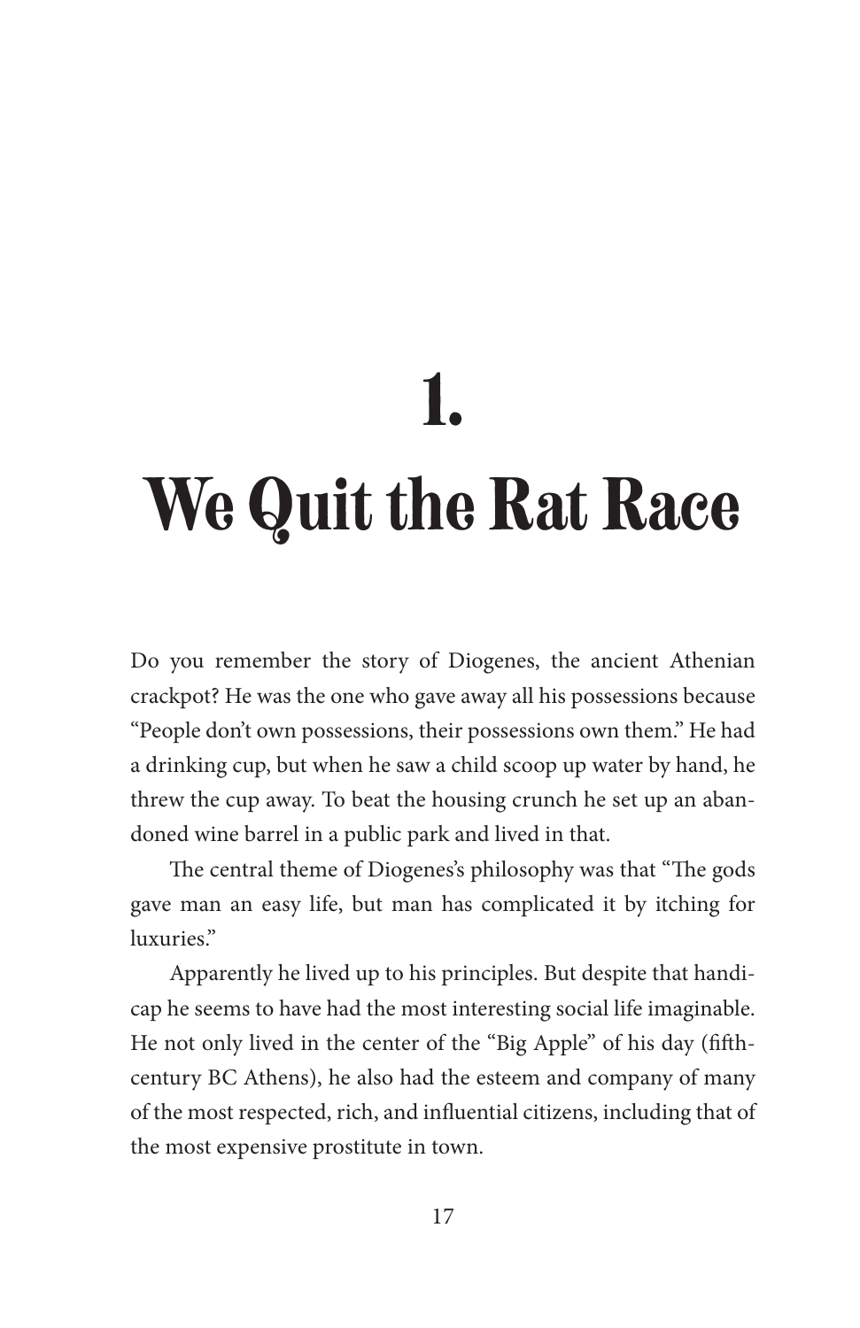# 1. We Quit the Rat Race

Do you remember the story of Diogenes, the ancient Athenian crackpot? He was the one who gave away all his possessions because "People don't own possessions, their possessions own them." He had a drinking cup, but when he saw a child scoop up water by hand, he threw the cup away. To beat the housing crunch he set up an abandoned wine barrel in a public park and lived in that.

The central theme of Diogenes's philosophy was that "The gods gave man an easy life, but man has complicated it by itching for luxuries."

Apparently he lived up to his principles. But despite that handicap he seems to have had the most interesting social life imaginable. He not only lived in the center of the "Big Apple" of his day (fifth-century BC Athens), he also had the esteem and company of many of the most respected, rich, and influential citizens, including that of the most expensive prostitute in town.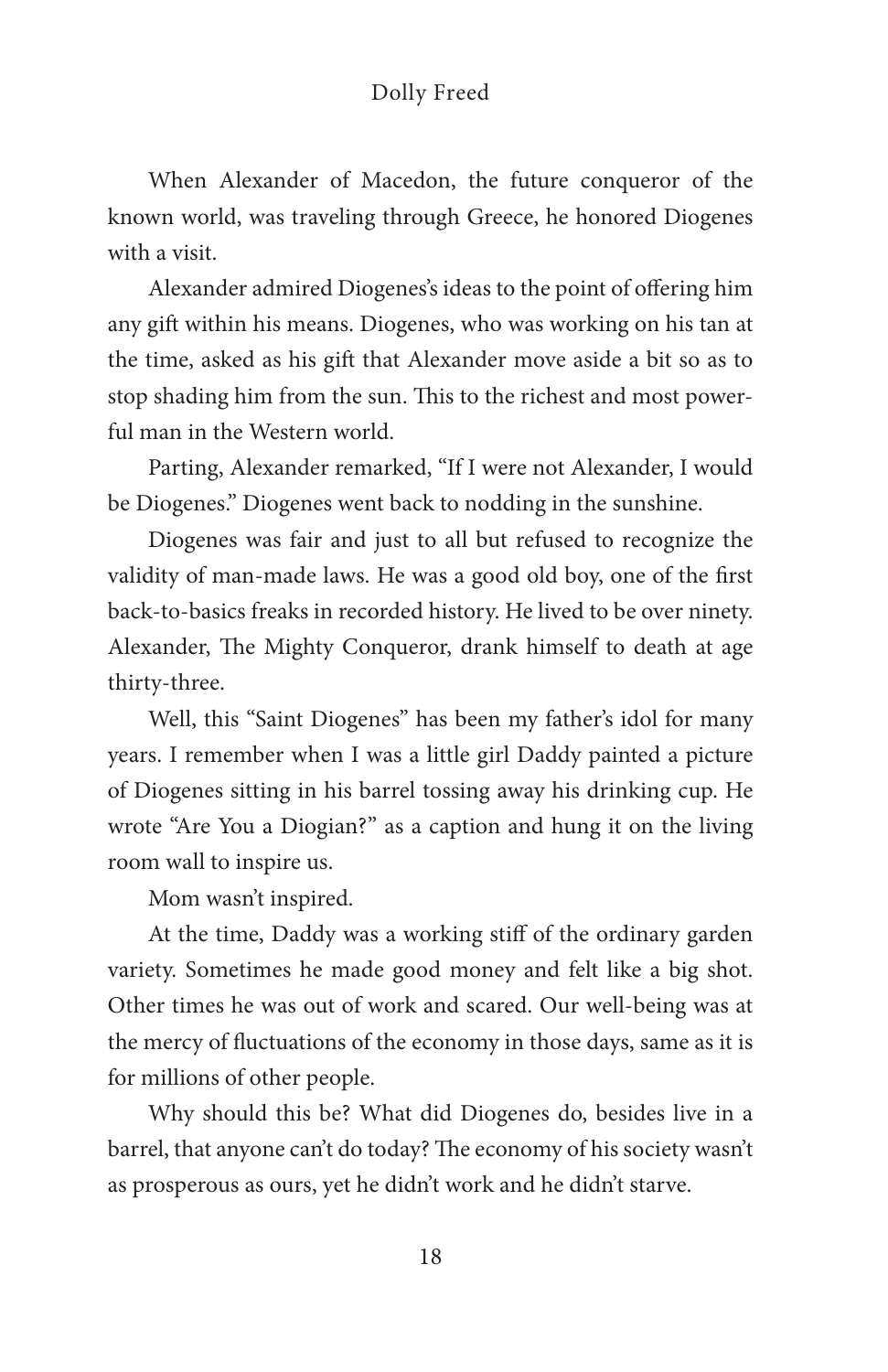When Alexander of Macedon, the future conqueror of the known world, was traveling through Greece, he honored Diogenes with a visit.

Alexander admired Diogenes's ideas to the point of offering him any gift within his means. Diogenes, who was working on his tan at the time, asked as his gift that Alexander move aside a bit so as to stop shading him from the sun. This to the richest and most powerful man in the Western world.

Parting, Alexander remarked, "If I were not Alexander, I would be Diogenes." Diogenes went back to nodding in the sunshine.

Diogenes was fair and just to all but refused to recognize the validity of man-made laws. He was a good old boy, one of the first back-to-basics freaks in recorded history. He lived to be over ninety. Alexander, The Mighty Conqueror, drank himself to death at age thirty-three.

Well, this "Saint Diogenes" has been my father's idol for many years. I remember when I was a little girl Daddy painted a picture of Diogenes sitting in his barrel tossing away his drinking cup. He wrote "Are You a Diogian?" as a caption and hung it on the living room wall to inspire us.

Mom wasn't inspired.

At the time, Daddy was a working stiff of the ordinary garden variety. Sometimes he made good money and felt like a big shot. Other times he was out of work and scared. Our well-being was at the mercy of fluctuations of the economy in those days, same as it is for millions of other people.

Why should this be? What did Diogenes do, besides live in a barrel, that anyone can't do today? The economy of his society wasn't as prosperous as ours, yet he didn't work and he didn't starve.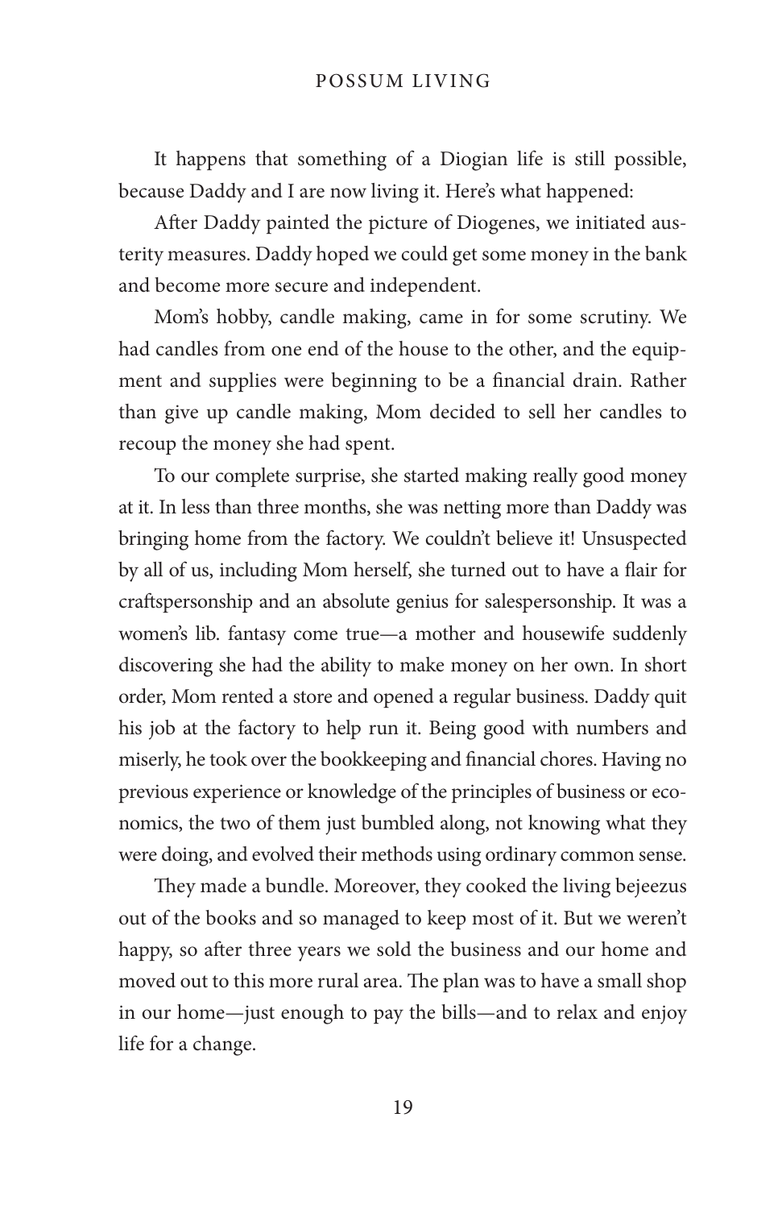It happens that something of a Diogian life is still possible, because Daddy and I are now living it. Here's what happened:

After Daddy painted the picture of Diogenes, we initiated austerity measures. Daddy hoped we could get some money in the bank and become more secure and independent.

Mom's hobby, candle making, came in for some scrutiny. We had candles from one end of the house to the other, and the equipment and supplies were beginning to be a financial drain. Rather than give up candle making, Mom decided to sell her candles to recoup the money she had spent.

To our complete surprise, she started making really good money at it. In less than three months, she was netting more than Daddy was bringing home from the factory. We couldn't believe it! Unsuspected by all of us, including Mom herself, she turned out to have a flair for craftspersonship and an absolute genius for salespersonship. It was a women's lib. fantasy come true—a mother and housewife suddenly discovering she had the ability to make money on her own. In short order, Mom rented a store and opened a regular business. Daddy quit his job at the factory to help run it. Being good with numbers and miserly, he took over the bookkeeping and financial chores. Having no previous experience or knowledge of the principles of business or economics, the two of them just bumbled along, not knowing what they were doing, and evolved their methods using ordinary common sense.

They made a bundle. Moreover, they cooked the living bejeezus out of the books and so managed to keep most of it. But we weren't happy, so after three years we sold the business and our home and moved out to this more rural area. The plan was to have a small shop in our home—just enough to pay the bills—and to relax and enjoy life for a change.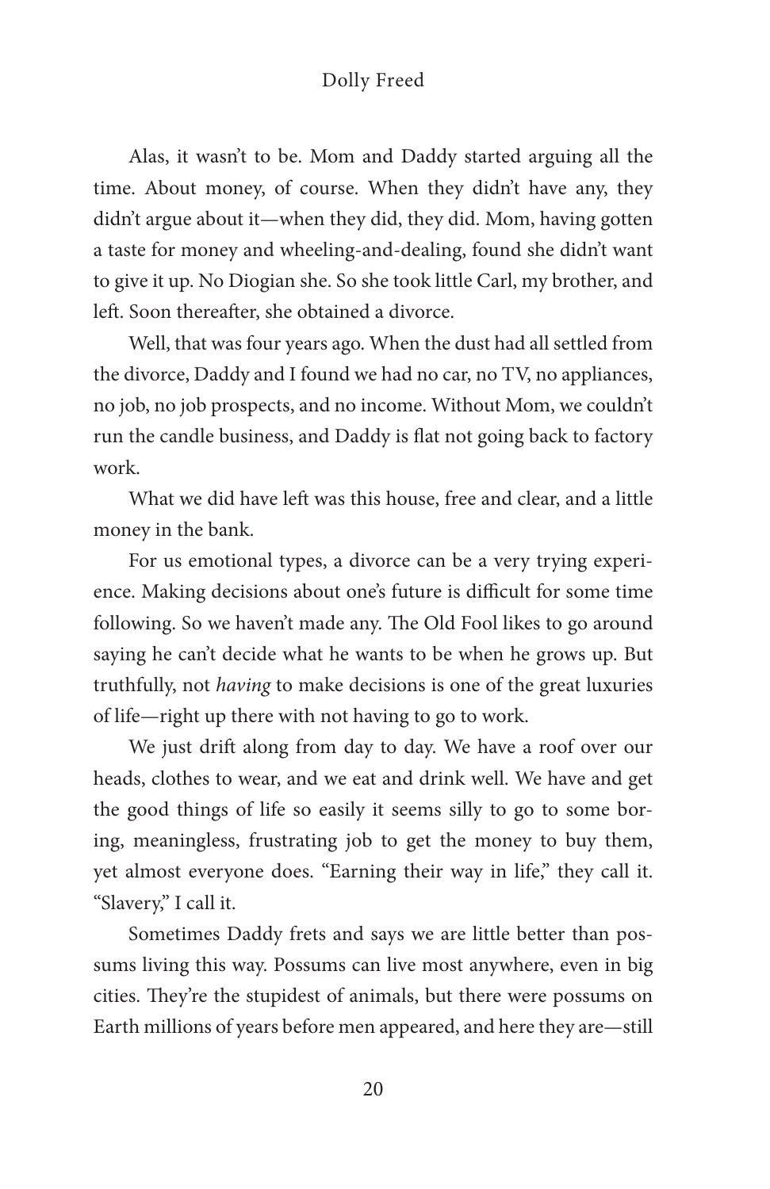Alas, it wasn't to be. Mom and Daddy started arguing all the time. About money, of course. When they didn't have any, they didn't argue about it—when they did, they did. Mom, having gotten a taste for money and wheeling-and-dealing, found she didn't want to give it up. No Diogian she. So she took little Carl, my brother, and left. Soon thereafter, she obtained a divorce.

Well, that was four years ago. When the dust had all settled from the divorce, Daddy and I found we had no car, no TV, no appliances, no job, no job prospects, and no income. Without Mom, we couldn't run the candle business, and Daddy is flat not going back to factory work.

What we did have left was this house, free and clear, and a little money in the bank.

For us emotional types, a divorce can be a very trying experience. Making decisions about one's future is difficult for some time following. So we haven't made any. The Old Fool likes to go around saying he can't decide what he wants to be when he grows up. But truthfully, not *having* to make decisions is one of the great luxuries of life—right up there with not having to go to work.

We just drift along from day to day. We have a roof over our heads, clothes to wear, and we eat and drink well. We have and get the good things of life so easily it seems silly to go to some boring, meaningless, frustrating job to get the money to buy them, yet almost everyone does. "Earning their way in life," they call it. "Slavery," I call it.

Sometimes Daddy frets and says we are little better than possums living this way. Possums can live most anywhere, even in big cities. They're the stupidest of animals, but there were possums on Earth millions of years before men appeared, and here they are—still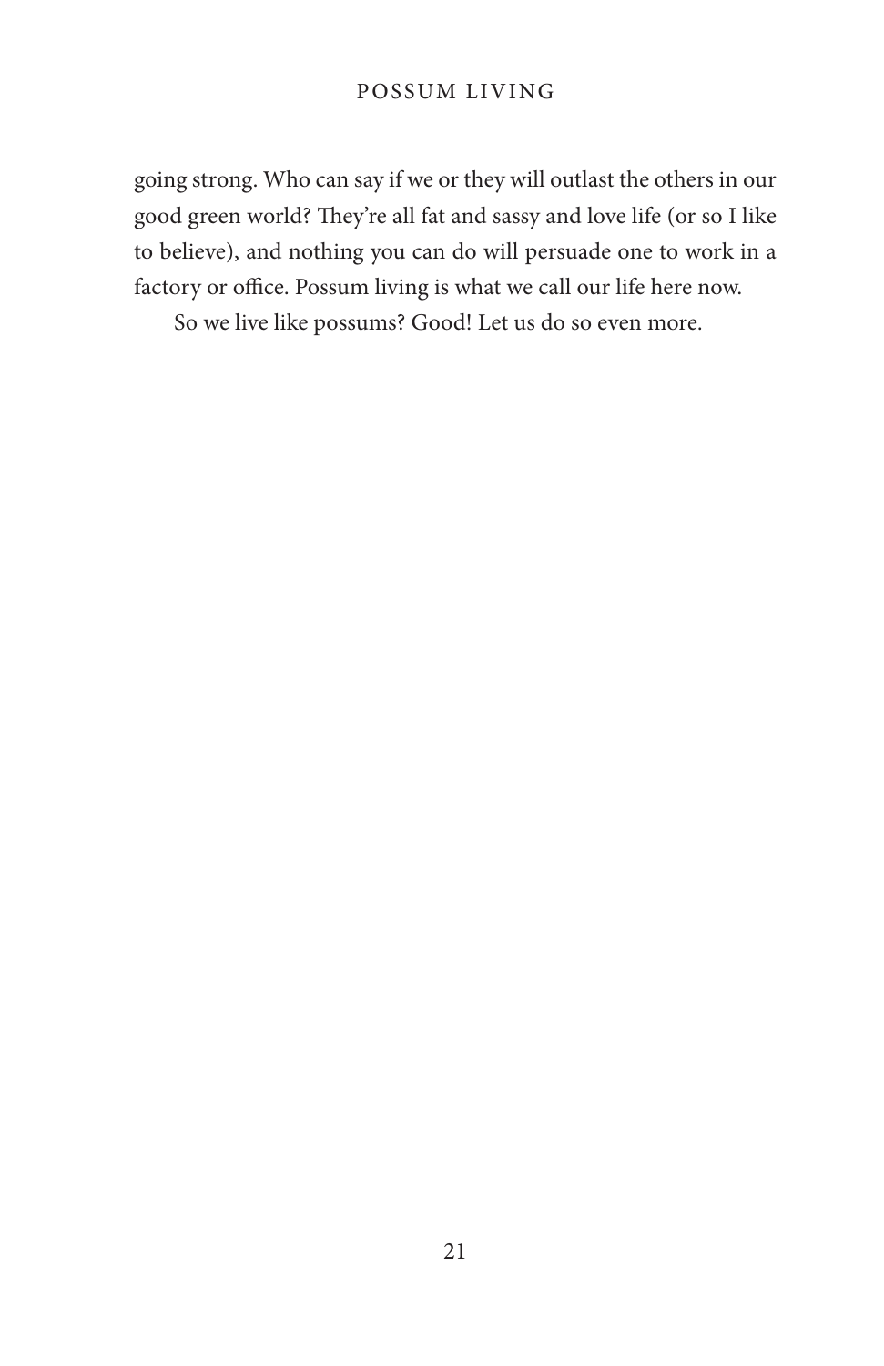going strong. Who can say if we or they will outlast the others in our good green world? They're all fat and sassy and love life (or so I like to believe), and nothing you can do will persuade one to work in a factory or office. Possum living is what we call our life here now.

So we live like possums? Good! Let us do so even more.